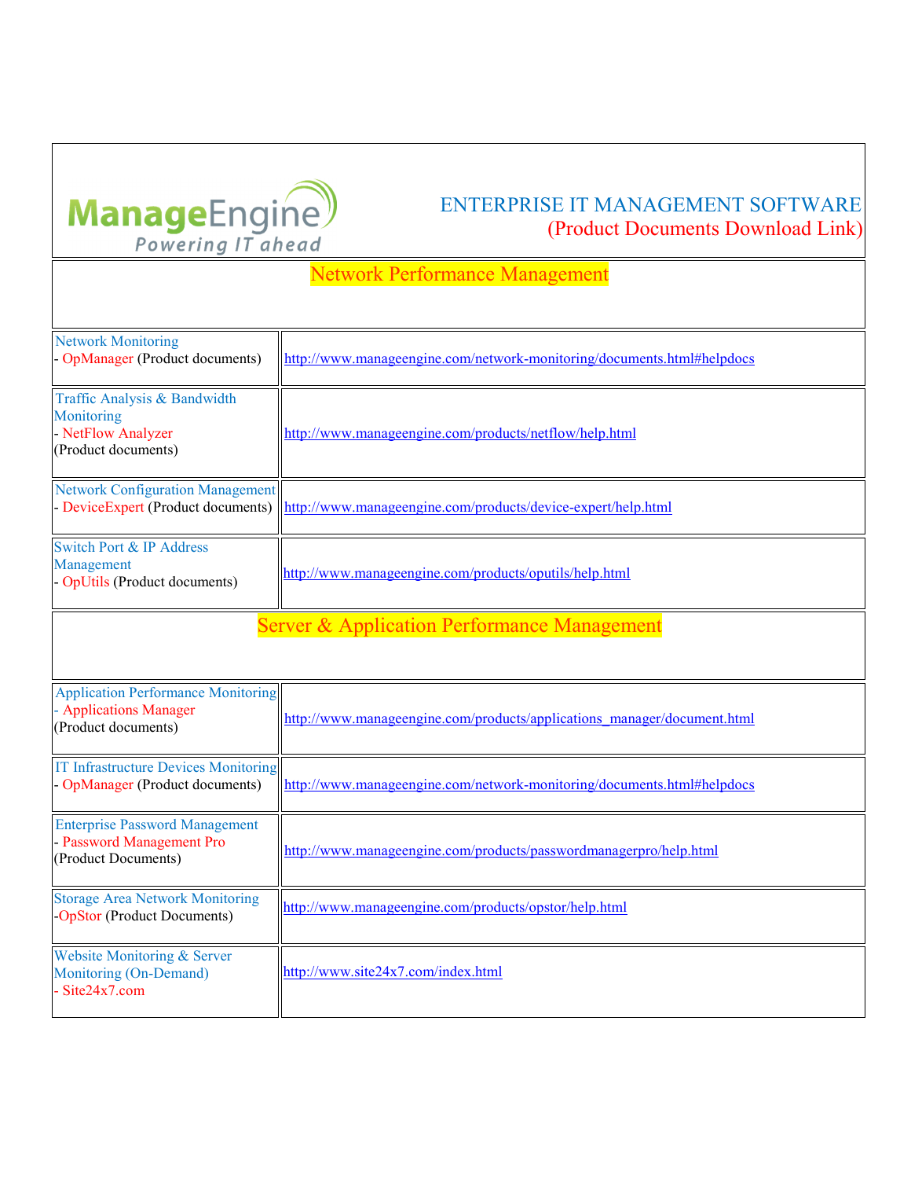ManageEngine
Powering IT ahead

# ENTERPRISE IT MANAGEMENT SOFTWARE
(Product Documents Download Link)

## Network Performance Management

| Product | Link |
|---|---|
| Network Monitoring<br>- OpManager (Product documents) | http://www.manageengine.com/network-monitoring/documents.html#helpdocs |
| Traffic Analysis & Bandwidth Monitoring<br>- NetFlow Analyzer<br>(Product documents) | http://www.manageengine.com/products/netflow/help.html |
| Network Configuration Management<br>- DeviceExpert (Product documents) | http://www.manageengine.com/products/device-expert/help.html |
| Switch Port & IP Address Management<br>- OpUtils (Product documents) | http://www.manageengine.com/products/oputils/help.html |

## Server & Application Performance Management

| Product | Link |
|---|---|
| Application Performance Monitoring<br>- Applications Manager<br>(Product documents) | http://www.manageengine.com/products/applications_manager/document.html |
| IT Infrastructure Devices Monitoring<br>- OpManager (Product documents) | http://www.manageengine.com/network-monitoring/documents.html#helpdocs |
| Enterprise Password Management<br>- Password Management Pro<br>(Product Documents) | http://www.manageengine.com/products/passwordmanagerpro/help.html |
| Storage Area Network Monitoring<br>-OpStor (Product Documents) | http://www.manageengine.com/products/opstor/help.html |
| Website Monitoring & Server Monitoring (On-Demand)<br>- Site24x7.com | http://www.site24x7.com/index.html |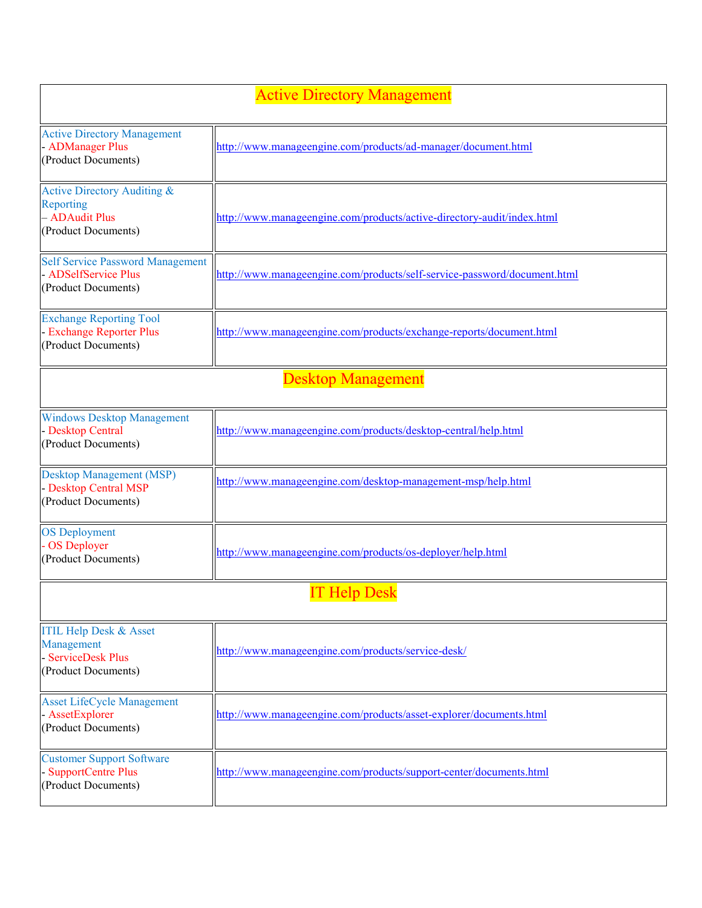| Active Directory Management | |
|---|---|
| Active Directory Management - ADManager Plus (Product Documents) | http://www.manageengine.com/products/ad-manager/document.html |
| Active Directory Auditing & Reporting – ADAudit Plus (Product Documents) | http://www.manageengine.com/products/active-directory-audit/index.html |
| Self Service Password Management - ADSelfService Plus (Product Documents) | http://www.manageengine.com/products/self-service-password/document.html |
| Exchange Reporting Tool - Exchange Reporter Plus (Product Documents) | http://www.manageengine.com/products/exchange-reports/document.html |
| **Desktop Management** | |
| Windows Desktop Management - Desktop Central (Product Documents) | http://www.manageengine.com/products/desktop-central/help.html |
| Desktop Management (MSP) - Desktop Central MSP (Product Documents) | http://www.manageengine.com/desktop-management-msp/help.html |
| OS Deployment - OS Deployer (Product Documents) | http://www.manageengine.com/products/os-deployer/help.html |
| **IT Help Desk** | |
| ITIL Help Desk & Asset Management - ServiceDesk Plus (Product Documents) | http://www.manageengine.com/products/service-desk/ |
| Asset LifeCycle Management - AssetExplorer (Product Documents) | http://www.manageengine.com/products/asset-explorer/documents.html |
| Customer Support Software - SupportCentre Plus (Product Documents) | http://www.manageengine.com/products/support-center/documents.html |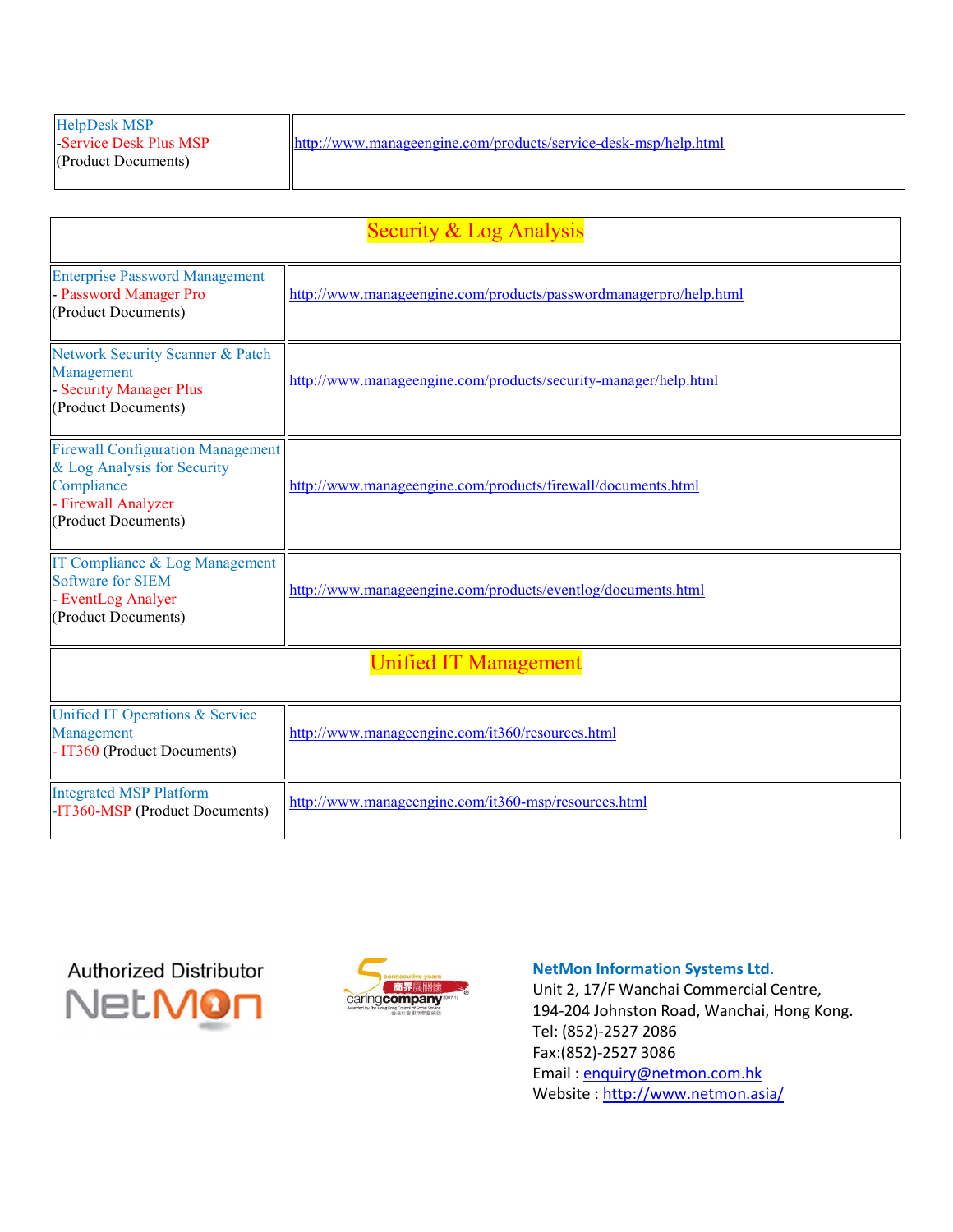| | |
|---|---|
| HelpDesk MSP<br>-Service Desk Plus MSP<br>(Product Documents) | http://www.manageengine.com/products/service-desk-msp/help.html |

| Security & Log Analysis | |
|---|---|
| Enterprise Password Management<br>- Password Manager Pro<br>(Product Documents) | http://www.manageengine.com/products/passwordmanagerpro/help.html |
| Network Security Scanner & Patch Management<br>- Security Manager Plus<br>(Product Documents) | http://www.manageengine.com/products/security-manager/help.html |
| Firewall Configuration Management & Log Analysis for Security Compliance<br>- Firewall Analyzer<br>(Product Documents) | http://www.manageengine.com/products/firewall/documents.html |
| IT Compliance & Log Management Software for SIEM<br>- EventLog Analyer<br>(Product Documents) | http://www.manageengine.com/products/eventlog/documents.html |
| **Unified IT Management** | |
| Unified IT Operations & Service Management<br>- IT360 (Product Documents) | http://www.manageengine.com/it360/resources.html |
| Integrated MSP Platform<br>-IT360-MSP (Product Documents) | http://www.manageengine.com/it360-msp/resources.html |

Authorized Distributor

NetMon

**NetMon Information Systems Ltd.**
Unit 2, 17/F Wanchai Commercial Centre,
194-204 Johnston Road, Wanchai, Hong Kong.
Tel: (852)-2527 2086
Fax:(852)-2527 3086
Email : enquiry@netmon.com.hk
Website : http://www.netmon.asia/